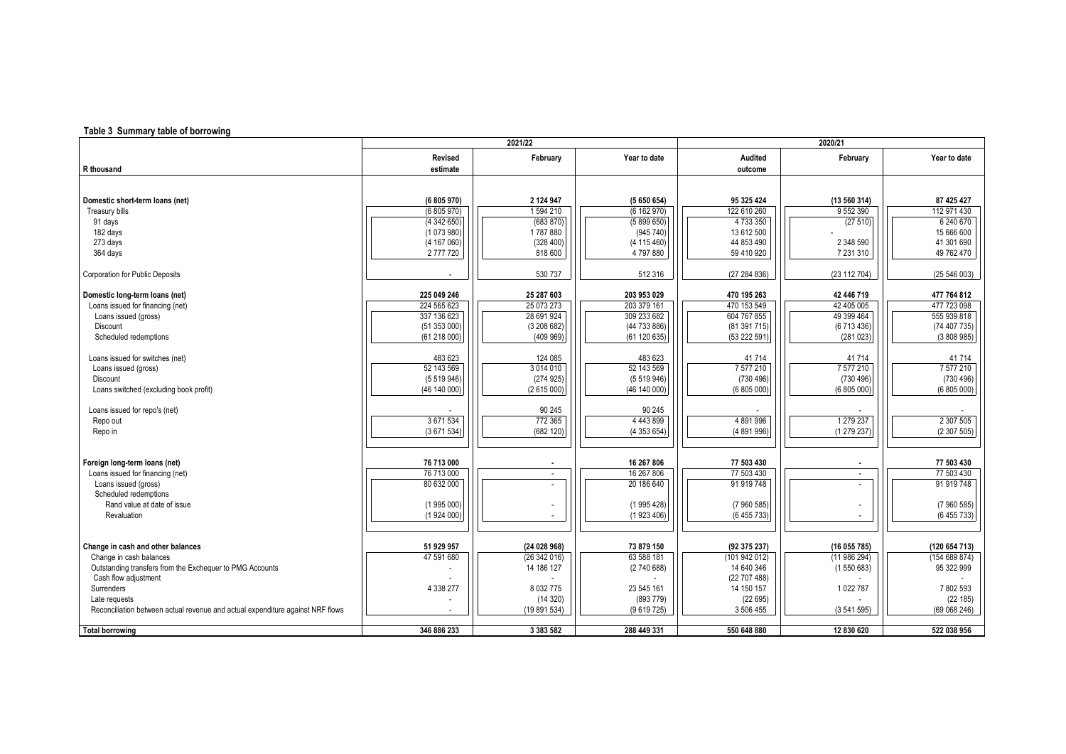**Table 3 Summary table of borrowing**

| R thousand | 2021/22 Revised estimate | 2021/22 February | 2021/22 Year to date | 2020/21 Audited outcome | 2020/21 February | 2020/21 Year to date |
|---|---|---|---|---|---|---|
| **Domestic short-term loans (net)** | **(6 805 970)** | **2 124 947** | **(5 650 654)** | **95 325 424** | **(13 560 314)** | **87 425 427** |
| Treasury bills | (6 805 970) | 1 594 210 | (6 162 970) | 122 610 260 | 9 552 390 | 112 971 430 |
| 91 days | (4 342 650) | (683 870) | (5 899 650) | 4 733 350 | (27 510) | 6 240 670 |
| 182 days | (1 073 980) | 1 787 880 | (945 740) | 13 612 500 | - | 15 666 600 |
| 273 days | (4 167 060) | (328 400) | (4 115 460) | 44 853 490 | 2 348 590 | 41 301 690 |
| 364 days | 2 777 720 | 818 600 | 4 797 880 | 59 410 920 | 7 231 310 | 49 762 470 |
| Corporation for Public Deposits | - | 530 737 | 512 316 | (27 284 836) | (23 112 704) | (25 546 003) |
| **Domestic long-term loans (net)** | **225 049 246** | **25 287 603** | **203 953 029** | **470 195 263** | **42 446 719** | **477 764 812** |
| Loans issued for financing (net) | 224 565 623 | 25 073 273 | 203 379 161 | 470 153 549 | 42 405 005 | 477 723 098 |
| Loans issued (gross) | 337 136 623 | 28 691 924 | 309 233 682 | 604 767 855 | 49 399 464 | 555 939 818 |
| Discount | (51 353 000) | (3 208 682) | (44 733 886) | (81 391 715) | (6 713 436) | (74 407 735) |
| Scheduled redemptions | (61 218 000) | (409 969) | (61 120 635) | (53 222 591) | (281 023) | (3 808 985) |
| Loans issued for switches (net) | 483 623 | 124 085 | 483 623 | 41 714 | 41 714 | 41 714 |
| Loans issued (gross) | 52 143 569 | 3 014 010 | 52 143 569 | 7 577 210 | 7 577 210 | 7 577 210 |
| Discount | (5 519 946) | (274 925) | (5 519 946) | (730 496) | (730 496) | (730 496) |
| Loans switched (excluding book profit) | (46 140 000) | (2 615 000) | (46 140 000) | (6 805 000) | (6 805 000) | (6 805 000) |
| Loans issued for repo's (net) | - | 90 245 | 90 245 | - | - | - |
| Repo out | 3 671 534 | 772 365 | 4 443 899 | 4 891 996 | 1 279 237 | 2 307 505 |
| Repo in | (3 671 534) | (682 120) | (4 353 654) | (4 891 996) | (1 279 237) | (2 307 505) |
| **Foreign long-term loans (net)** | **76 713 000** | **-** | **16 267 806** | **77 503 430** | **-** | **77 503 430** |
| Loans issued for financing (net) | 76 713 000 | - | 16 267 806 | 77 503 430 | - | 77 503 430 |
| Loans issued (gross) | 80 632 000 | - | 20 186 640 | 91 919 748 | - | 91 919 748 |
| Scheduled redemptions | | | | | | |
| Rand value at date of issue | (1 995 000) | - | (1 995 428) | (7 960 585) | - | (7 960 585) |
| Revaluation | (1 924 000) | - | (1 923 406) | (6 455 733) | - | (6 455 733) |
| **Change in cash and other balances** | **51 929 957** | **(24 028 968)** | **73 879 150** | **(92 375 237)** | **(16 055 785)** | **(120 654 713)** |
| Change in cash balances | 47 591 680 | (26 342 016) | 63 588 181 | (101 942 012) | (11 986 294) | (154 689 874) |
| Outstanding transfers from the Exchequer to PMG Accounts | - | 14 186 127 | (2 740 688) | 14 640 346 | (1 550 683) | 95 322 999 |
| Cash flow adjustment | - | - | - | (22 707 488) | - | - |
| Surrenders | 4 338 277 | 8 032 775 | 23 545 161 | 14 150 157 | 1 022 787 | 7 802 593 |
| Late requests | - | (14 320) | (893 779) | (22 695) | - | (22 185) |
| Reconciliation between actual revenue and actual expenditure against NRF flows | - | (19 891 534) | (9 619 725) | 3 506 455 | (3 541 595) | (69 068 246) |
| **Total borrowing** | **346 886 233** | **3 383 582** | **288 449 331** | **550 648 880** | **12 830 620** | **522 038 956** |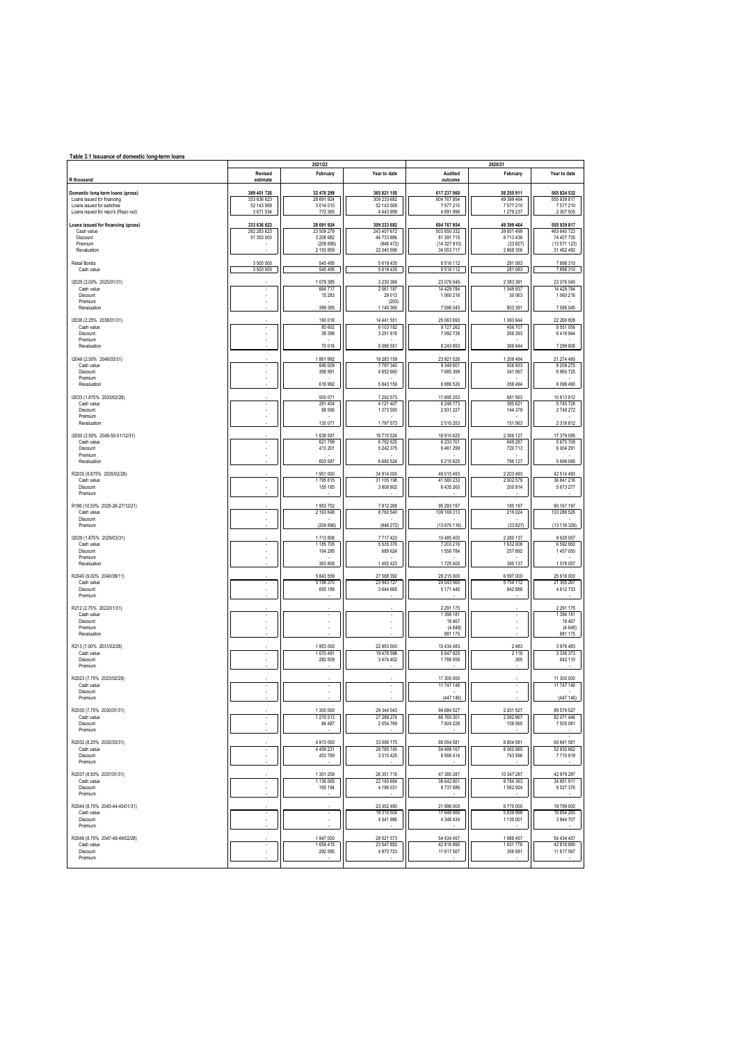**Table 3.1 Issuance of domestic long-term loans**

| R thousand | 2021/22 | | | 2020/21 | | |
|---|---|---|---|---|---|---|
| | Revised estimate | February | Year to date | Audited outcome | February | Year to date |
| **Domestic long-term loans (gross)** | 389 451 726 | 32 478 299 | 365 821 150 | 617 237 060 | 58 255 911 | 565 824 532 |
| Loans issued for financing | 333 636 623 | 28 691 924 | 309 233 682 | 604 767 854 | 49 399 464 | 555 939 817 |
| Loans issued for switches | 52 143 569 | 3 014 010 | 52 143 569 | 7 577 210 | 7 577 210 | 7 577 210 |
| Loans issued for repo's (Repo out) | 3 671 534 | 772 365 | 4 443 899 | 4 891 996 | 1 279 237 | 2 307 505 |
| **Loans issued for financing (gross)** | 333 636 623 | 28 691 924 | 309 233 682 | 604 767 854 | 49 399 464 | 555 939 817 |
| Cash value | 282 283 623 | 23 509 279 | 243 407 672 | 503 650 332 | 39 851 499 | 463 640 723 |
| Discount | 51 353 000 | 3 208 682 | 44 733 886 | 81 391 715 | 6 713 436 | 74 407 735 |
| Premium | - | (209 896) | (948 472) | (14 327 910) | (33 827) | (13 571 123) |
| Revaluation | - | 2 183 859 | 22 040 596 | 34 053 717 | 2 868 356 | 31 462 482 |
| Retail Bonds | 3 500 000 | 545 495 | 5 619 435 | 8 516 112 | 281 083 | 7 898 310 |
| Cash value | 3 500 000 | 545 495 | 5 619 435 | 8 516 112 | 281 083 | 7 898 310 |
| I2025 (2.00% 2025/01/31) | - | 1 079 385 | 3 230 366 | 23 076 045 | 2 383 391 | 23 076 045 |
| Cash value | - | 664 717 | 2 061 187 | 14 429 784 | 1 549 937 | 14 429 784 |
| Discount | - | 15 283 | 29 013 | 1 060 216 | 30 063 | 1 060 216 |
| Premium | - | - | (200) | - | - | - |
| Revaluation | - | 399 385 | 1 140 366 | 7 586 045 | 803 391 | 7 586 045 |
| I2038 (2.25% 2038/01/31) | - | 190 016 | 14 441 551 | 25 063 693 | 1 093 644 | 22 269 808 |
| Cash value | - | 80 602 | 6 103 182 | 9 727 262 | 456 707 | 8 551 056 |
| Discount | - | 39 398 | 3 251 818 | 7 092 738 | 268 293 | 6 418 944 |
| Premium | - | - | - | - | - | - |
| Revaluation | - | 70 016 | 5 086 551 | 8 243 693 | 368 644 | 7 299 808 |
| I2046 (2.50% 2046/03/31) | - | 1 861 992 | 18 283 159 | 23 921 526 | 1 208 494 | 21 274 490 |
| Cash value | - | 846 009 | 7 787 340 | 9 349 601 | 508 933 | 8 209 275 |
| Discount | - | 398 991 | 4 652 660 | 7 685 399 | 341 067 | 6 965 725 |
| Premium | - | - | - | - | - | - |
| Revaluation | - | 616 992 | 5 843 159 | 6 886 526 | 358 494 | 6 099 490 |
| I2033 (1.875% 2033/02/28) | - | 500 071 | 7 292 573 | 11 695 253 | 681 563 | 10 813 812 |
| Cash value | - | 281 404 | 4 121 407 | 6 248 773 | 385 621 | 5 745 728 |
| Discount | - | 88 596 | 1 373 593 | 2 931 227 | 144 379 | 2 749 272 |
| Premium | - | - | - | - | - | - |
| Revaluation | - | 130 071 | 1 797 573 | 2 515 253 | 151 563 | 2 318 812 |
| I2050 (2.50% 2049-50-51/12/31) | - | 1 638 587 | 18 715 524 | 18 910 625 | 2 366 127 | 17 379 095 |
| Cash value | - | 621 799 | 6 792 625 | 6 233 701 | 849 287 | 5 675 709 |
| Discount | - | 413 201 | 5 242 375 | 6 461 299 | 720 713 | 6 004 291 |
| Premium | - | - | - | - | - | - |
| Revaluation | - | 603 587 | 6 680 524 | 6 215 625 | 796 127 | 5 699 095 |
| R2035 (8.875% 2035/02/28) | - | 1 951 000 | 34 914 000 | 48 015 493 | 2 203 493 | 42 514 493 |
| Cash value | - | 1 795 815 | 31 105 198 | 41 580 233 | 2 002 579 | 36 841 216 |
| Discount | - | 155 185 | 3 808 802 | 6 435 260 | 200 914 | 5 673 277 |
| Premium | - | - | - | - | - | - |
| R186 (10.50% 2025-26-27/12/21) | - | 1 953 752 | 7 812 268 | 95 293 197 | 185 197 | 90 167 197 |
| Cash value | - | 2 163 648 | 8 760 540 | 109 169 313 | 219 024 | 103 286 526 |
| Discount | - | - | - | - | - | - |
| Premium | - | (209 896) | (948 272) | (13 876 116) | (33 827) | (13 119 329) |
| I2029 (1.875% 2029/03/31) | - | 1 713 808 | 7 717 423 | 10 485 400 | 2 280 137 | 9 628 057 |
| Cash value | - | 1 185 705 | 5 535 376 | 7 203 216 | 1 632 008 | 6 592 950 |
| Discount | - | 164 295 | 689 624 | 1 556 784 | 257 992 | 1 457 050 |
| Premium | - | - | - | - | - | - |
| Revaluation | - | 363 808 | 1 492 423 | 1 725 400 | 390 137 | 1 578 057 |
| R2040 (9.00% 2040/09/11) | - | 5 843 559 | 27 588 392 | 29 215 000 | 6 597 000 | 25 918 000 |
| Cash value | - | 5 188 370 | 23 943 727 | 24 043 560 | 5 754 112 | 21 305 267 |
| Discount | - | 655 189 | 3 644 665 | 5 171 440 | 842 888 | 4 612 733 |
| Premium | - | - | - | - | - | - |
| R212 (2.75% 2022/01/31) | - | - | - | 2 291 175 | - | 2 291 175 |
| Cash value | - | - | - | 1 396 181 | - | 1 396 181 |
| Discount | - | - | - | 18 467 | - | 18 467 |
| Premium | - | - | - | (4 648) | - | (4 648) |
| Revaluation | - | - | - | 881 175 | - | 881 175 |
| R213 (7.00% 2031/02/28) | - | 1 953 000 | 22 953 000 | 10 434 483 | 2 483 | 3 978 483 |
| Cash value | - | 1 670 491 | 19 478 598 | 8 647 925 | 2 118 | 3 336 373 |
| Discount | - | 282 509 | 3 474 402 | 1 786 558 | 365 | 642 110 |
| Premium | - | - | - | - | - | - |
| R2023 (7.75% 2023/02/28) | - | - | - | 11 300 000 | - | 11 300 000 |
| Cash value | - | - | - | 11 747 146 | - | 11 747 146 |
| Discount | - | - | - | - | - | - |
| Premium | - | - | - | (447 146) | - | (447 146) |
| R2030 (7.75% 2030/01/31) | - | 1 300 000 | 29 344 043 | 94 684 527 | 2 201 527 | 89 576 527 |
| Cash value | - | 1 215 513 | 27 289 274 | 86 760 301 | 2 092 967 | 82 071 446 |
| Discount | - | 84 487 | 2 054 769 | 7 924 226 | 108 560 | 7 505 081 |
| Premium | - | - | - | - | - | - |
| R2032 (8.25% 2032/03/31) | - | 4 913 000 | 33 096 170 | 68 054 581 | 8 804 581 | 60 641 581 |
| Cash value | - | 4 459 231 | 29 785 745 | 59 488 167 | 8 060 985 | 52 930 662 |
| Discount | - | 453 769 | 3 310 425 | 8 566 414 | 743 596 | 7 710 919 |
| Premium | - | - | - | - | - | - |
| R2037 (8.50% 2037/01/31) | - | 1 301 259 | 26 351 715 | 47 380 287 | 10 347 287 | 42 979 287 |
| Cash value | - | 1 136 065 | 22 165 684 | 38 642 601 | 8 784 363 | 34 951 911 |
| Discount | - | 165 194 | 4 186 031 | 8 737 686 | 1 562 924 | 8 027 376 |
| Premium | - | - | - | - | - | - |
| R2044 (8.75% 2043-44-45/01/31) | - | - | 23 352 490 | 21 996 000 | 6 775 000 | 19 799 000 |
| Cash value | - | - | 19 310 504 | 17 649 566 | 5 639 999 | 15 854 293 |
| Discount | - | - | 4 041 986 | 4 346 434 | 1 135 001 | 3 944 707 |
| Premium | - | - | - | - | - | - |
| R2048 (8.75% 2047-48-49/02/28) | - | 1 947 000 | 28 521 573 | 54 434 457 | 1 988 457 | 54 434 457 |
| Cash value | - | 1 654 415 | 23 547 850 | 42 816 890 | 1 631 776 | 42 816 890 |
| Discount | - | 292 585 | 4 973 723 | 11 617 567 | 356 681 | 11 617 567 |
| Premium | - | - | - | - | - | - |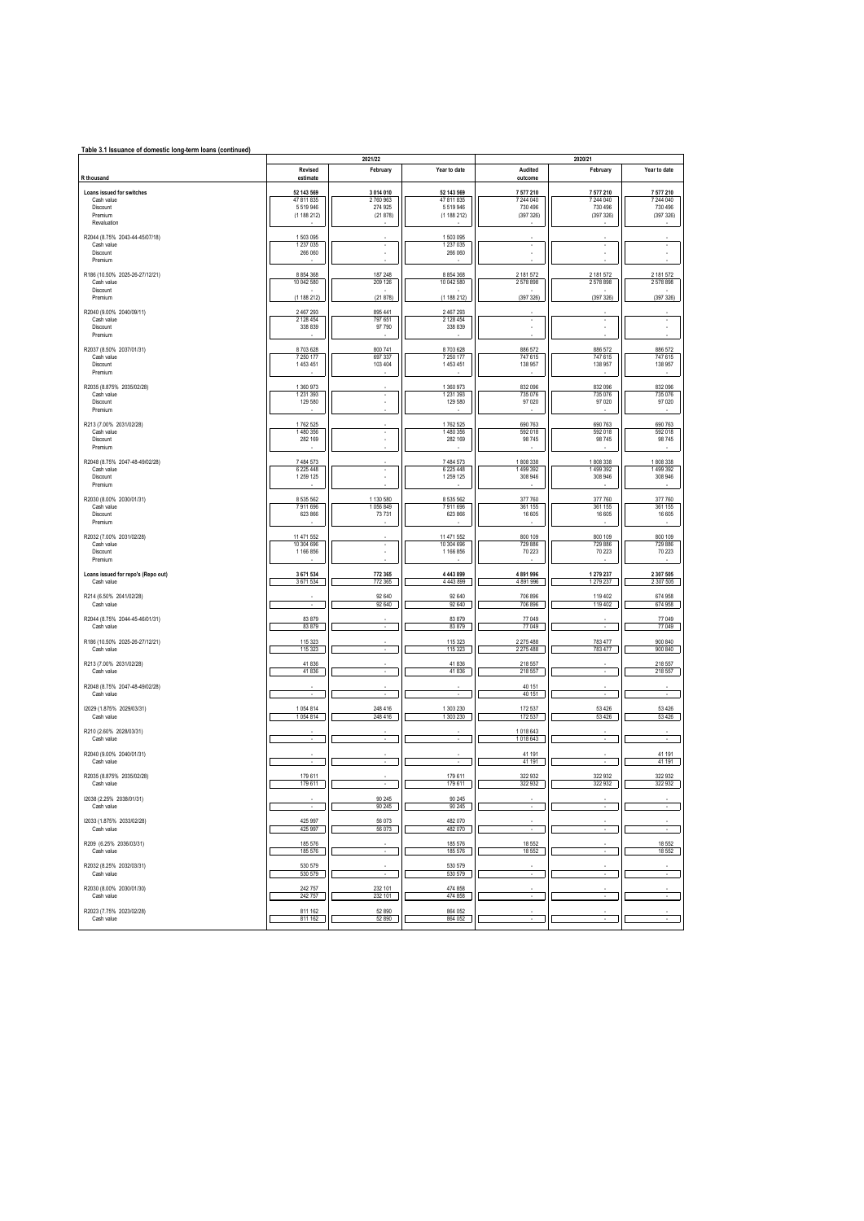**Table 3.1 Issuance of domestic long-term loans (continued)**

| R thousand | 2021/22 | | | 2020/21 | | |
|---|---|---|---|---|---|---|
| | Revised estimate | February | Year to date | Audited outcome | February | Year to date |
| **Loans issued for switches** | **52 143 569** | **3 014 010** | **52 143 569** | **7 577 210** | **7 577 210** | **7 577 210** |
| Cash value | 47 811 835 | 2 760 963 | 47 811 835 | 7 244 040 | 7 244 040 | 7 244 040 |
| Discount | 5 519 946 | 274 925 | 5 519 946 | 730 496 | 730 496 | 730 496 |
| Premium | (1 188 212) | (21 878) | (1 188 212) | (397 326) | (397 326) | (397 326) |
| Revaluation | - | - | - | - | - | - |
| R2044 (8.75% 2043-44-45/07/18) | 1 503 095 | - | 1 503 095 | - | - | - |
| Cash value | 1 237 035 | - | 1 237 035 | - | - | - |
| Discount | 266 060 | - | 266 060 | - | - | - |
| Premium | - | - | - | - | - | - |
| R186 (10.50% 2025-26-27/12/21) | 8 854 368 | 187 248 | 8 854 368 | 2 181 572 | 2 181 572 | 2 181 572 |
| Cash value | 10 042 580 | 209 126 | 10 042 580 | 2 578 898 | 2 578 898 | 2 578 898 |
| Discount | - | - | - | - | - | - |
| Premium | (1 188 212) | (21 878) | (1 188 212) | (397 326) | (397 326) | (397 326) |
| R2040 (9.00% 2040/09/11) | 2 467 293 | 895 441 | 2 467 293 | - | - | - |
| Cash value | 2 128 454 | 797 651 | 2 128 454 | - | - | - |
| Discount | 338 839 | 97 790 | 338 839 | - | - | - |
| Premium | - | - | - | - | - | - |
| R2037 (8.50% 2037/01/31) | 8 703 628 | 800 741 | 8 703 628 | 886 572 | 886 572 | 886 572 |
| Cash value | 7 250 177 | 697 337 | 7 250 177 | 747 615 | 747 615 | 747 615 |
| Discount | 1 453 451 | 103 404 | 1 453 451 | 138 957 | 138 957 | 138 957 |
| Premium | - | - | - | - | - | - |
| R2035 (8.875% 2035/02/28) | 1 360 973 | - | 1 360 973 | 832 096 | 832 096 | 832 096 |
| Cash value | 1 231 393 | - | 1 231 393 | 735 076 | 735 076 | 735 076 |
| Discount | 129 580 | - | 129 580 | 97 020 | 97 020 | 97 020 |
| Premium | - | - | - | - | - | - |
| R213 (7.00% 2031/02/28) | 1 762 525 | - | 1 762 525 | 690 763 | 690 763 | 690 763 |
| Cash value | 1 480 356 | - | 1 480 356 | 592 018 | 592 018 | 592 018 |
| Discount | 282 169 | - | 282 169 | 98 745 | 98 745 | 98 745 |
| Premium | - | - | - | - | - | - |
| R2048 (8.75% 2047-48-49/02/28) | 7 484 573 | - | 7 484 573 | 1 808 338 | 1 808 338 | 1 808 338 |
| Cash value | 6 225 448 | - | 6 225 448 | 1 499 392 | 1 499 392 | 1 499 392 |
| Discount | 1 259 125 | - | 1 259 125 | 308 946 | 308 946 | 308 946 |
| Premium | - | - | - | - | - | - |
| R2030 (8.00% 2030/01/31) | 8 535 562 | 1 130 580 | 8 535 562 | 377 760 | 377 760 | 377 760 |
| Cash value | 7 911 696 | 1 056 849 | 7 911 696 | 361 155 | 361 155 | 361 155 |
| Discount | 623 866 | 73 731 | 623 866 | 16 605 | 16 605 | 16 605 |
| Premium | - | - | - | - | - | - |
| R2032 (7.00% 2031/02/28) | 11 471 552 | - | 11 471 552 | 800 109 | 800 109 | 800 109 |
| Cash value | 10 304 696 | - | 10 304 696 | 729 886 | 729 886 | 729 886 |
| Discount | 1 166 856 | - | 1 166 856 | 70 223 | 70 223 | 70 223 |
| Premium | - | - | - | - | - | - |
| **Loans issued for repo's (Repo out)** | **3 671 534** | **772 365** | **4 443 899** | **4 891 996** | **1 279 237** | **2 307 505** |
| Cash value | 3 671 534 | 772 365 | 4 443 899 | 4 891 996 | 1 279 237 | 2 307 505 |
| R214 (6.50% 2041/02/28) | - | 92 640 | 92 640 | 706 896 | 119 402 | 674 958 |
| Cash value | - | 92 640 | 92 640 | 706 896 | 119 402 | 674 958 |
| R2044 (8.75% 2044-45-46/01/31) | 83 879 | - | 83 879 | 77 049 | - | 77 049 |
| Cash value | 83 879 | - | 83 879 | 77 049 | - | 77 049 |
| R186 (10.50% 2025-26-27/12/21) | 115 323 | - | 115 323 | 2 275 488 | 783 477 | 900 840 |
| Cash value | 115 323 | - | 115 323 | 2 275 488 | 783 477 | 900 840 |
| R213 (7.00% 2031/02/28) | 41 836 | - | 41 836 | 218 557 | - | 218 557 |
| Cash value | 41 836 | - | 41 836 | 218 557 | - | 218 557 |
| R2048 (8.75% 2047-48-49/02/28) | - | - | - | 40 151 | - | - |
| Cash value | - | - | - | 40 151 | - | - |
| I2029 (1.875% 2029/03/31) | 1 054 814 | 248 416 | 1 303 230 | 172 537 | 53 426 | 53 426 |
| Cash value | 1 054 814 | 248 416 | 1 303 230 | 172 537 | 53 426 | 53 426 |
| R210 (2.60% 2028/03/31) | - | - | - | 1 018 643 | - | - |
| Cash value | - | - | - | 1 018 643 | - | - |
| R2040 (9.00% 2040/01/31) | - | - | - | 41 191 | - | 41 191 |
| Cash value | - | - | - | 41 191 | - | 41 191 |
| R2035 (8.875% 2035/02/28) | 179 611 | - | 179 611 | 322 932 | 322 932 | 322 932 |
| Cash value | 179 611 | - | 179 611 | 322 932 | 322 932 | 322 932 |
| I2038 (2.25% 2038/01/31) | - | 90 245 | 90 245 | - | - | - |
| Cash value | - | 90 245 | 90 245 | - | - | - |
| I2033 (1.875% 2033/02/28) | 425 997 | 56 073 | 482 070 | - | - | - |
| Cash value | 425 997 | 56 073 | 482 070 | - | - | - |
| R209 (6.25% 2036/03/31) | 185 576 | - | 185 576 | 18 552 | - | 18 552 |
| Cash value | 185 576 | - | 185 576 | 18 552 | - | 18 552 |
| R2032 (8.25% 2032/03/31) | 530 579 | - | 530 579 | - | - | - |
| Cash value | 530 579 | - | 530 579 | - | - | - |
| R2030 (8.00% 2030/01/30) | 242 757 | 232 101 | 474 858 | - | - | - |
| Cash value | 242 757 | 232 101 | 474 858 | - | - | - |
| R2023 (7.75% 2023/02/28) | 811 162 | 52 890 | 864 052 | - | - | - |
| Cash value | 811 162 | 52 890 | 864 052 | - | - | - |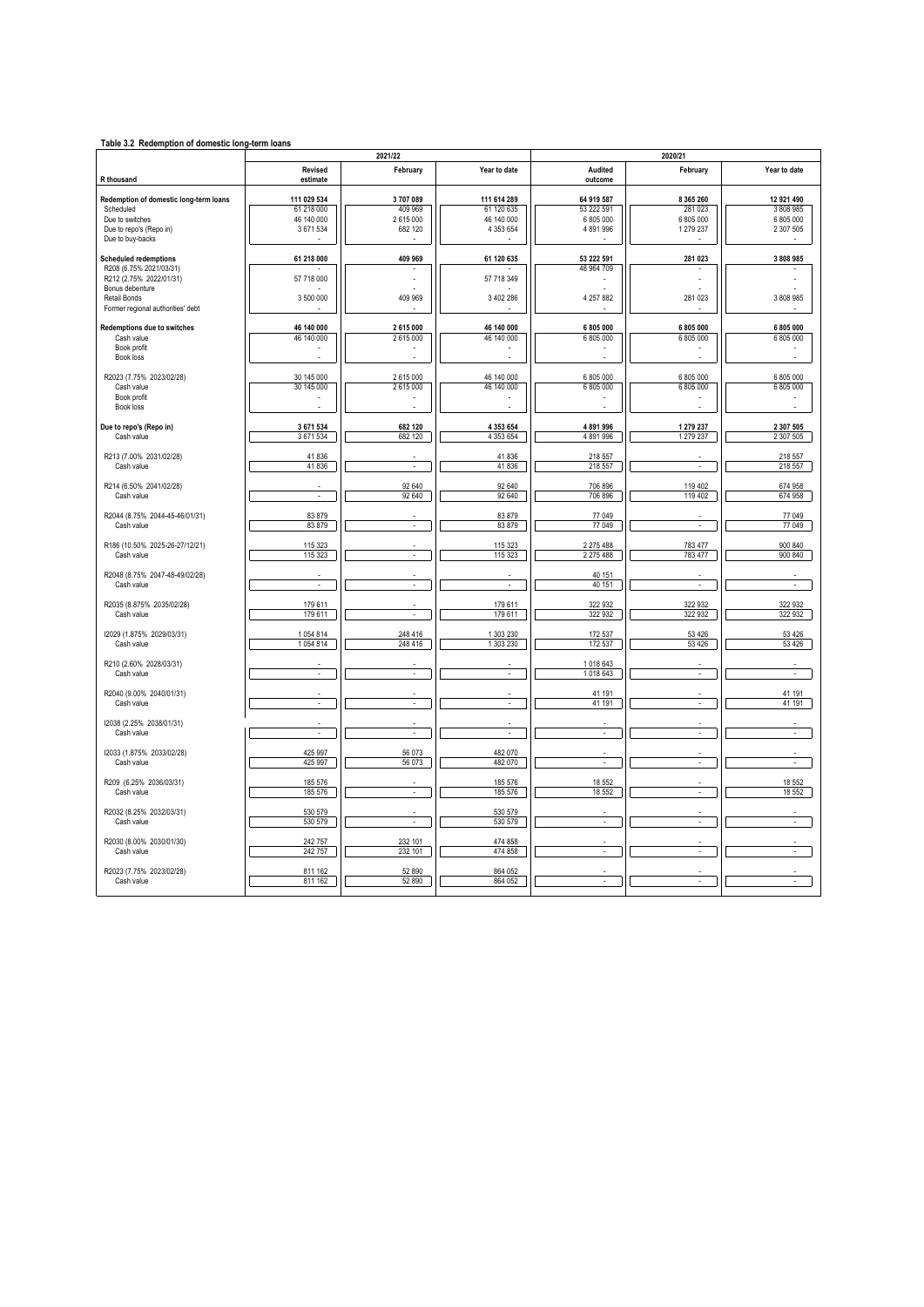**Table 3.2 Redemption of domestic long-term loans**

| R thousand | 2021/22 Revised estimate | 2021/22 February | 2021/22 Year to date | 2020/21 Audited outcome | 2020/21 February | 2020/21 Year to date |
|---|---|---|---|---|---|---|
| **Redemption of domestic long-term loans** | **111 029 534** | **3 707 089** | **111 614 289** | **64 919 587** | **8 365 260** | **12 921 490** |
| Scheduled | 61 218 000 | 409 969 | 61 120 635 | 53 222 591 | 281 023 | 3 808 985 |
| Due to switches | 46 140 000 | 2 615 000 | 46 140 000 | 6 805 000 | 6 805 000 | 6 805 000 |
| Due to repo's (Repo in) | 3 671 534 | 682 120 | 4 353 654 | 4 891 996 | 1 279 237 | 2 307 505 |
| Due to buy-backs | - | - | - | - | - | - |
| **Scheduled redemptions** | **61 218 000** | **409 969** | **61 120 635** | **53 222 591** | **281 023** | **3 808 985** |
| R208 (6.75% 2021/03/31) | - | - | - | 48 964 709 | - | - |
| R212 (2.75% 2022/01/31) | 57 718 000 | - | 57 718 349 | - | - | - |
| Bonus debenture | - | - | - | - | - | - |
| Retail Bonds | 3 500 000 | 409 969 | 3 402 286 | 4 257 882 | 281 023 | 3 808 985 |
| Former regional authorities' debt | - | - | - | - | - | - |
| **Redemptions due to switches** | **46 140 000** | **2 615 000** | **46 140 000** | **6 805 000** | **6 805 000** | **6 805 000** |
| Cash value | 46 140 000 | 2 615 000 | 46 140 000 | 6 805 000 | 6 805 000 | 6 805 000 |
| Book profit | - | - | - | - | - | - |
| Book loss | - | - | - | - | - | - |
| R2023 (7.75% 2023/02/28) | 30 145 000 | 2 615 000 | 46 140 000 | 6 805 000 | 6 805 000 | 6 805 000 |
| Cash value | 30 145 000 | 2 615 000 | 46 140 000 | 6 805 000 | 6 805 000 | 6 805 000 |
| Book profit | - | - | - | - | - | - |
| Book loss | - | - | - | - | - | - |
| **Due to repo's (Repo in)** | **3 671 534** | **682 120** | **4 353 654** | **4 891 996** | **1 279 237** | **2 307 505** |
| Cash value | 3 671 534 | 682 120 | 4 353 654 | 4 891 996 | 1 279 237 | 2 307 505 |
| R213 (7.00% 2031/02/28) | 41 836 | - | 41 836 | 218 557 | - | 218 557 |
| Cash value | 41 836 | - | 41 836 | 218 557 | - | 218 557 |
| R214 (6.50% 2041/02/28) | - | 92 640 | 92 640 | 706 896 | 119 402 | 674 958 |
| Cash value | - | 92 640 | 92 640 | 706 896 | 119 402 | 674 958 |
| R2044 (8.75% 2044-45-46/01/31) | 83 879 | - | 83 879 | 77 049 | - | 77 049 |
| Cash value | 83 879 | - | 83 879 | 77 049 | - | 77 049 |
| R186 (10.50% 2025-26-27/12/21) | 115 323 | - | 115 323 | 2 275 488 | 783 477 | 900 840 |
| Cash value | 115 323 | - | 115 323 | 2 275 488 | 783 477 | 900 840 |
| R2048 (8.75% 2047-48-49/02/28) | - | - | - | 40 151 | - | - |
| Cash value | - | - | - | 40 151 | - | - |
| R2035 (8.875% 2035/02/28) | 179 611 | - | 179 611 | 322 932 | 322 932 | 322 932 |
| Cash value | 179 611 | - | 179 611 | 322 932 | 322 932 | 322 932 |
| I2029 (1.875% 2029/03/31) | 1 054 814 | 248 416 | 1 303 230 | 172 537 | 53 426 | 53 426 |
| Cash value | 1 054 814 | 248 416 | 1 303 230 | 172 537 | 53 426 | 53 426 |
| R210 (2.60% 2028/03/31) | - | - | - | 1 018 643 | - | - |
| Cash value | - | - | - | 1 018 643 | - | - |
| R2040 (9.00% 2040/01/31) | - | - | - | 41 191 | - | 41 191 |
| Cash value | - | - | - | 41 191 | - | 41 191 |
| I2038 (2.25% 2038/01/31) | - | - | - | - | - | - |
| Cash value | - | - | - | - | - | - |
| I2033 (1.875% 2033/02/28) | 425 997 | 56 073 | 482 070 | - | - | - |
| Cash value | 425 997 | 56 073 | 482 070 | - | - | - |
| R209 (6.25% 2036/03/31) | 185 576 | - | 185 576 | 18 552 | - | 18 552 |
| Cash value | 185 576 | - | 185 576 | 18 552 | - | 18 552 |
| R2032 (8.25% 2032/03/31) | 530 579 | - | 530 579 | - | - | - |
| Cash value | 530 579 | - | 530 579 | - | - | - |
| R2030 (8.00% 2030/01/30) | 242 757 | 232 101 | 474 858 | - | - | - |
| Cash value | 242 757 | 232 101 | 474 858 | - | - | - |
| R2023 (7.75% 2023/02/28) | 811 162 | 52 890 | 864 052 | - | - | - |
| Cash value | 811 162 | 52 890 | 864 052 | - | - | - |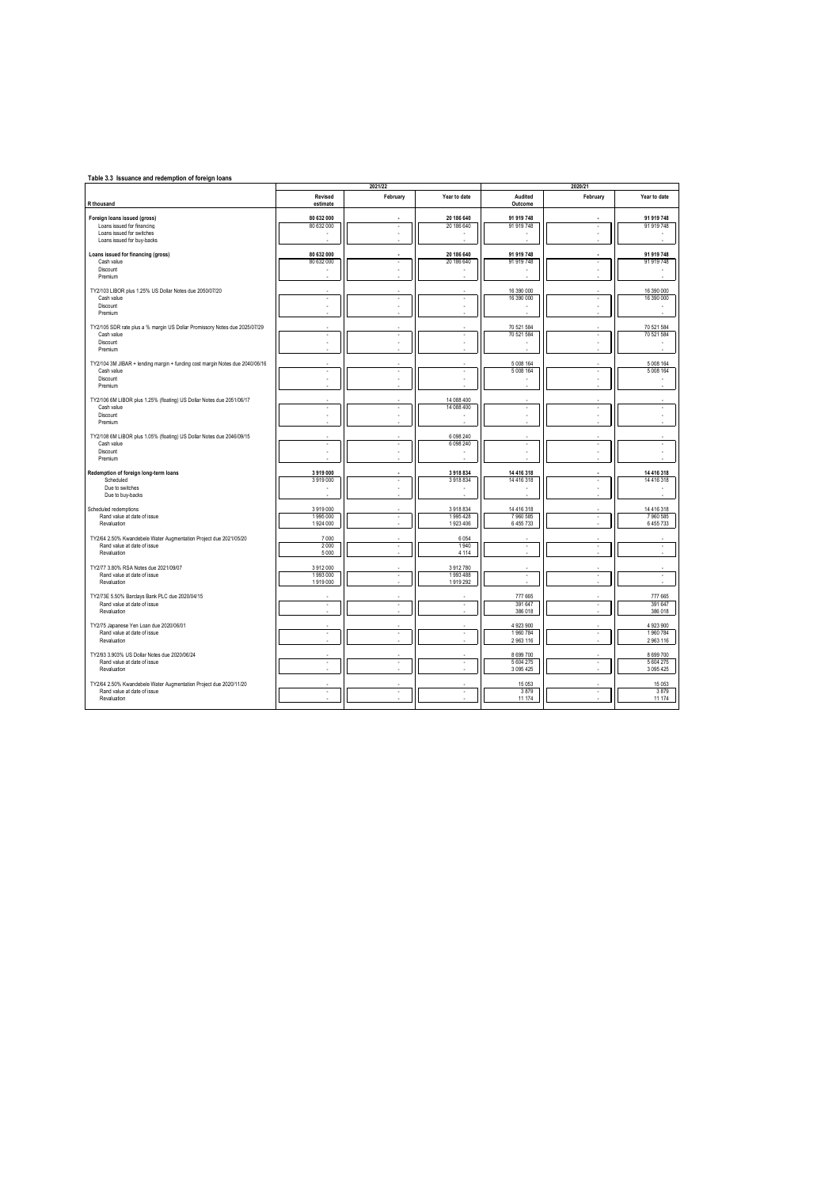**Table 3.3 Issuance and redemption of foreign loans**

| R thousand | 2021/22 | | | 2020/21 | | |
|---|---|---|---|---|---|---|
| | Revised estimate | February | Year to date | Audited Outcome | February | Year to date |
| **Foreign loans issued (gross)** | **80 632 000** | **-** | **20 186 640** | **91 919 748** | **-** | **91 919 748** |
| Loans issued for financing | 80 632 000 | - | 20 186 640 | 91 919 748 | - | 91 919 748 |
| Loans issued for switches | - | - | - | - | - | - |
| Loans issued for buy-backs | - | - | - | - | - | - |
| **Loans issued for financing (gross)** | **80 632 000** | **-** | **20 186 640** | **91 919 748** | **-** | **91 919 748** |
| Cash value | 80 632 000 | - | 20 186 640 | 91 919 748 | - | 91 919 748 |
| Discount | - | - | - | - | - | - |
| Premium | - | - | - | - | - | - |
| TY2/103 LIBOR plus 1.25% US Dollar Notes due 2050/07/20 | - | - | - | 16 390 000 | - | 16 390 000 |
| Cash value | - | - | - | 16 390 000 | - | 16 390 000 |
| Discount | - | - | - | - | - | - |
| Premium | - | - | - | - | - | - |
| TY2/105 SDR rate plus a % margin US Dollar Promissory Notes due 2025/07/29 | - | - | - | 70 521 584 | - | 70 521 584 |
| Cash value | - | - | - | 70 521 584 | - | 70 521 584 |
| Discount | - | - | - | - | - | - |
| Premium | - | - | - | - | - | - |
| TY2/104 3M JIBAR + lending margin + funding cost margin Notes due 2040/06/16 | - | - | - | 5 008 164 | - | 5 008 164 |
| Cash value | - | - | - | 5 008 164 | - | 5 008 164 |
| Discount | - | - | - | - | - | - |
| Premium | - | - | - | - | - | - |
| TY2/106 6M LIBOR plus 1.25% (floating) US Dollar Notes due 2051/06/17 | - | - | 14 088 400 | - | - | - |
| Cash value | - | - | 14 088 400 | - | - | - |
| Discount | - | - | - | - | - | - |
| Premium | - | - | - | - | - | - |
| TY2/108 6M LIBOR plus 1.05% (floating) US Dollar Notes due 2046/09/15 | - | - | 6 098 240 | - | - | - |
| Cash value | - | - | 6 098 240 | - | - | - |
| Discount | - | - | - | - | - | - |
| Premium | - | - | - | - | - | - |
| **Redemption of foreign long-term loans** | **3 919 000** | **-** | **3 918 834** | **14 416 318** | **-** | **14 416 318** |
| Scheduled | 3 919 000 | - | 3 918 834 | 14 416 318 | - | 14 416 318 |
| Due to switches | - | - | - | - | - | - |
| Due to buy-backs | - | - | - | - | - | - |
| Scheduled redemptions | 3 919 000 | - | 3 918 834 | 14 416 318 | - | 14 416 318 |
| Rand value at date of issue | 1 995 000 | - | 1 995 428 | 7 960 585 | - | 7 960 585 |
| Revaluation | 1 924 000 | - | 1 923 406 | 6 455 733 | - | 6 455 733 |
| TY2/64 2.50% Kwandebele Water Augmentation Project due 2021/05/20 | 7 000 | - | 6 054 | - | - | - |
| Rand value at date of issue | 2 000 | - | 1 940 | - | - | - |
| Revaluation | 5 000 | - | 4 114 | - | - | - |
| TY2/77 3.80% RSA Notes due 2021/09/07 | 3 912 000 | - | 3 912 780 | - | - | - |
| Rand value at date of issue | 1 993 000 | - | 1 993 488 | - | - | - |
| Revaluation | 1 919 000 | - | 1 919 292 | - | - | - |
| TY2/73E 5.50% Barclays Bank PLC due 2020/04/15 | - | - | - | 777 665 | - | 777 665 |
| Rand value at date of issue | - | - | - | 391 647 | - | 391 647 |
| Revaluation | - | - | - | 386 018 | - | 386 018 |
| TY2/75 Japanese Yen Loan due 2020/06/01 | - | - | - | 4 923 900 | - | 4 923 900 |
| Rand value at date of issue | - | - | - | 1 960 784 | - | 1 960 784 |
| Revaluation | - | - | - | 2 963 116 | - | 2 963 116 |
| TY2/93 3.903% US Dollar Notes due 2020/06/24 | - | - | - | 8 699 700 | - | 8 699 700 |
| Rand value at date of issue | - | - | - | 5 604 275 | - | 5 604 275 |
| Revaluation | - | - | - | 3 095 425 | - | 3 095 425 |
| TY2/64 2.50% Kwandebele Water Augmentation Project due 2020/11/20 | - | - | - | 15 053 | - | 15 053 |
| Rand value at date of issue | - | - | - | 3 879 | - | 3 879 |
| Revaluation | - | - | - | 11 174 | - | 11 174 |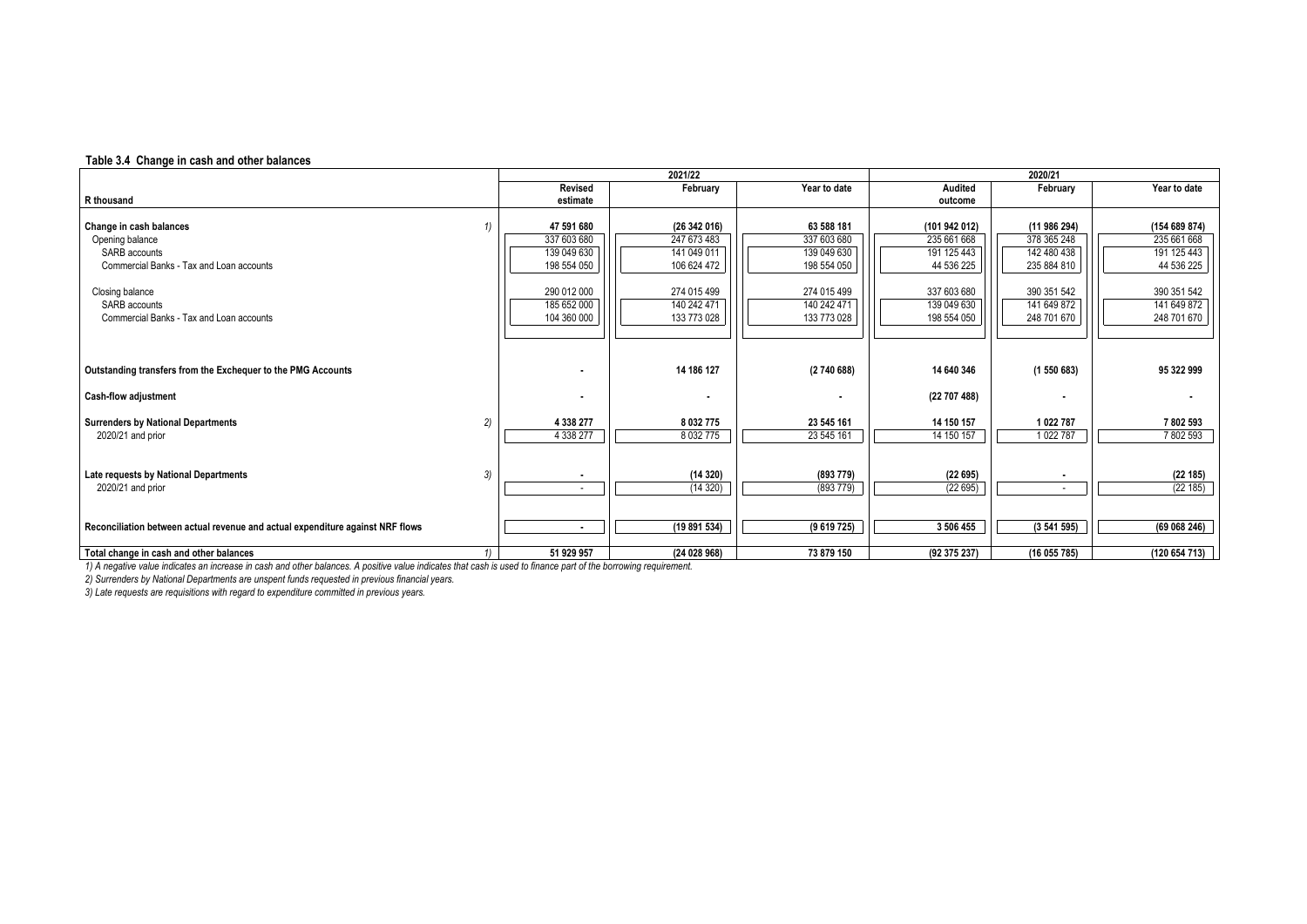**Table 3.4 Change in cash and other balances**

| | | 2021/22 | | | 2020/21 | | |
|---|---|---|---|---|---|---|---|
| R thousand | | Revised estimate | February | Year to date | Audited outcome | February | Year to date |
| **Change in cash balances** | 1) | **47 591 680** | **(26 342 016)** | **63 588 181** | **(101 942 012)** | **(11 986 294)** | **(154 689 874)** |
| Opening balance | | 337 603 680 | 247 673 483 | 337 603 680 | 235 661 668 | 378 365 248 | 235 661 668 |
| SARB accounts | | 139 049 630 | 141 049 011 | 139 049 630 | 191 125 443 | 142 480 438 | 191 125 443 |
| Commercial Banks - Tax and Loan accounts | | 198 554 050 | 106 624 472 | 198 554 050 | 44 536 225 | 235 884 810 | 44 536 225 |
| Closing balance | | 290 012 000 | 274 015 499 | 274 015 499 | 337 603 680 | 390 351 542 | 390 351 542 |
| SARB accounts | | 185 652 000 | 140 242 471 | 140 242 471 | 139 049 630 | 141 649 872 | 141 649 872 |
| Commercial Banks - Tax and Loan accounts | | 104 360 000 | 133 773 028 | 133 773 028 | 198 554 050 | 248 701 670 | 248 701 670 |
| **Outstanding transfers from the Exchequer to the PMG Accounts** | | **-** | **14 186 127** | **(2 740 688)** | **14 640 346** | **(1 550 683)** | **95 322 999** |
| **Cash-flow adjustment** | | **-** | **-** | **-** | **(22 707 488)** | **-** | **-** |
| **Surrenders by National Departments** | 2) | **4 338 277** | **8 032 775** | **23 545 161** | **14 150 157** | **1 022 787** | **7 802 593** |
| 2020/21 and prior | | 4 338 277 | 8 032 775 | 23 545 161 | 14 150 157 | 1 022 787 | 7 802 593 |
| **Late requests by National Departments** | 3) | **-** | **(14 320)** | **(893 779)** | **(22 695)** | **-** | **(22 185)** |
| 2020/21 and prior | | - | (14 320) | (893 779) | (22 695) | - | (22 185) |
| **Reconciliation between actual revenue and actual expenditure against NRF flows** | | **-** | **(19 891 534)** | **(9 619 725)** | **3 506 455** | **(3 541 595)** | **(69 068 246)** |
| **Total change in cash and other balances** | 1) | **51 929 957** | **(24 028 968)** | **73 879 150** | **(92 375 237)** | **(16 055 785)** | **(120 654 713)** |

*1) A negative value indicates an increase in cash and other balances. A positive value indicates that cash is used to finance part of the borrowing requirement.*

*2) Surrenders by National Departments are unspent funds requested in previous financial years.*

*3) Late requests are requisitions with regard to expenditure committed in previous years.*